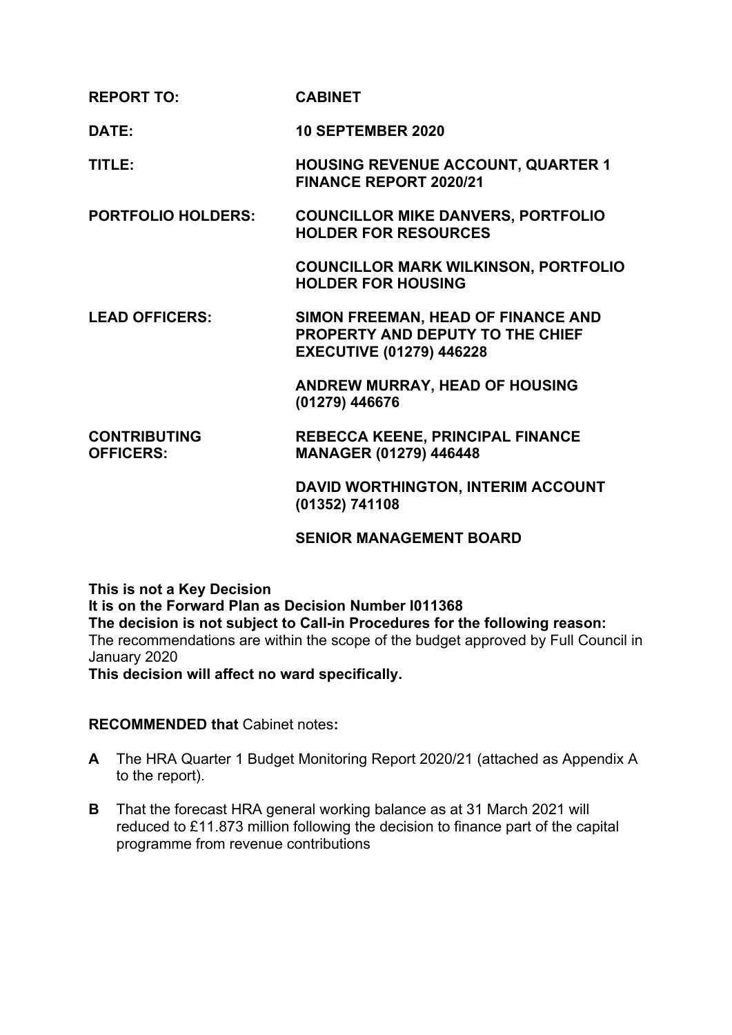| | |
|---|---|
| **REPORT TO:** | **CABINET** |
| **DATE:** | **10 SEPTEMBER 2020** |
| **TITLE:** | **HOUSING REVENUE ACCOUNT, QUARTER 1 FINANCE REPORT 2020/21** |
| **PORTFOLIO HOLDERS:** | **COUNCILLOR MIKE DANVERS, PORTFOLIO HOLDER FOR RESOURCES** |
| | **COUNCILLOR MARK WILKINSON, PORTFOLIO HOLDER FOR HOUSING** |
| **LEAD OFFICERS:** | **SIMON FREEMAN, HEAD OF FINANCE AND PROPERTY AND DEPUTY TO THE CHIEF EXECUTIVE (01279) 446228** |
| | **ANDREW MURRAY, HEAD OF HOUSING (01279) 446676** |
| **CONTRIBUTING OFFICERS:** | **REBECCA KEENE, PRINCIPAL FINANCE MANAGER (01279) 446448** |
| | **DAVID WORTHINGTON, INTERIM ACCOUNT (01352) 741108** |
| | **SENIOR MANAGEMENT BOARD** |

**This is not a Key Decision**
**It is on the Forward Plan as Decision Number I011368**
**The decision is not subject to Call-in Procedures for the following reason:**
The recommendations are within the scope of the budget approved by Full Council in January 2020
**This decision will affect no ward specifically.**

**RECOMMENDED that** Cabinet notes**:**

**A** The HRA Quarter 1 Budget Monitoring Report 2020/21 (attached as Appendix A to the report).

**B** That the forecast HRA general working balance as at 31 March 2021 will reduced to £11.873 million following the decision to finance part of the capital programme from revenue contributions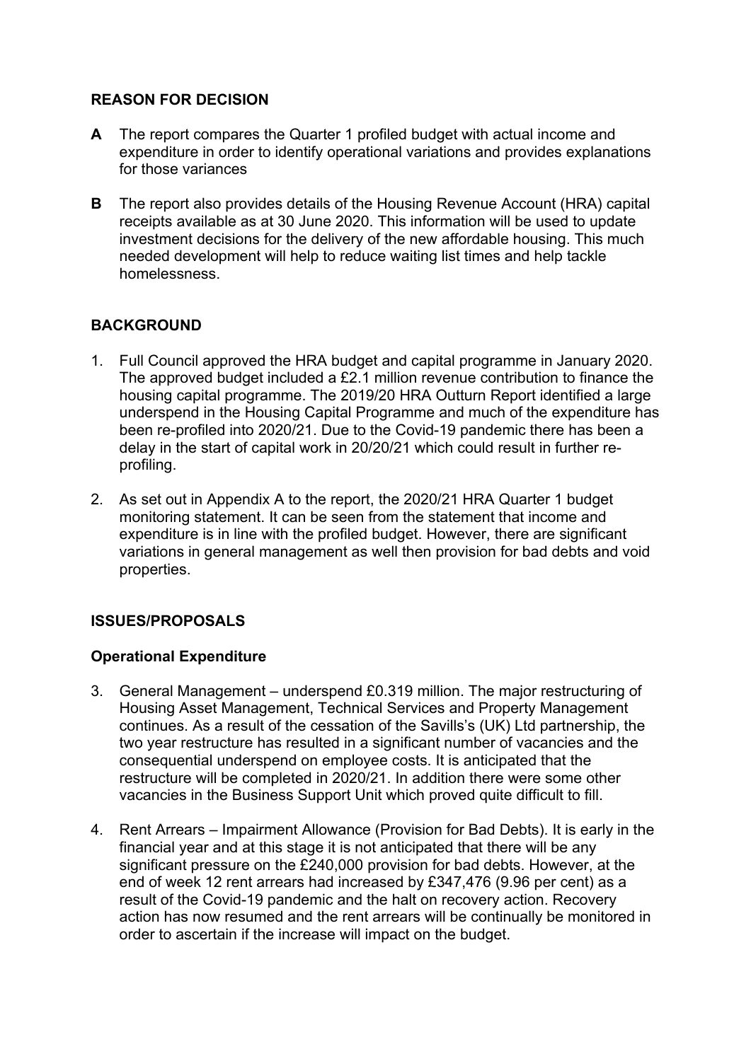**REASON FOR DECISION**

**A** The report compares the Quarter 1 profiled budget with actual income and expenditure in order to identify operational variations and provides explanations for those variances

**B** The report also provides details of the Housing Revenue Account (HRA) capital receipts available as at 30 June 2020. This information will be used to update investment decisions for the delivery of the new affordable housing. This much needed development will help to reduce waiting list times and help tackle homelessness.

**BACKGROUND**

1. Full Council approved the HRA budget and capital programme in January 2020. The approved budget included a £2.1 million revenue contribution to finance the housing capital programme. The 2019/20 HRA Outturn Report identified a large underspend in the Housing Capital Programme and much of the expenditure has been re-profiled into 2020/21. Due to the Covid-19 pandemic there has been a delay in the start of capital work in 20/20/21 which could result in further re-profiling.

2. As set out in Appendix A to the report, the 2020/21 HRA Quarter 1 budget monitoring statement. It can be seen from the statement that income and expenditure is in line with the profiled budget. However, there are significant variations in general management as well then provision for bad debts and void properties.

**ISSUES/PROPOSALS**

**Operational Expenditure**

3. General Management – underspend £0.319 million. The major restructuring of Housing Asset Management, Technical Services and Property Management continues. As a result of the cessation of the Savills's (UK) Ltd partnership, the two year restructure has resulted in a significant number of vacancies and the consequential underspend on employee costs. It is anticipated that the restructure will be completed in 2020/21. In addition there were some other vacancies in the Business Support Unit which proved quite difficult to fill.

4. Rent Arrears – Impairment Allowance (Provision for Bad Debts). It is early in the financial year and at this stage it is not anticipated that there will be any significant pressure on the £240,000 provision for bad debts. However, at the end of week 12 rent arrears had increased by £347,476 (9.96 per cent) as a result of the Covid-19 pandemic and the halt on recovery action. Recovery action has now resumed and the rent arrears will be continually be monitored in order to ascertain if the increase will impact on the budget.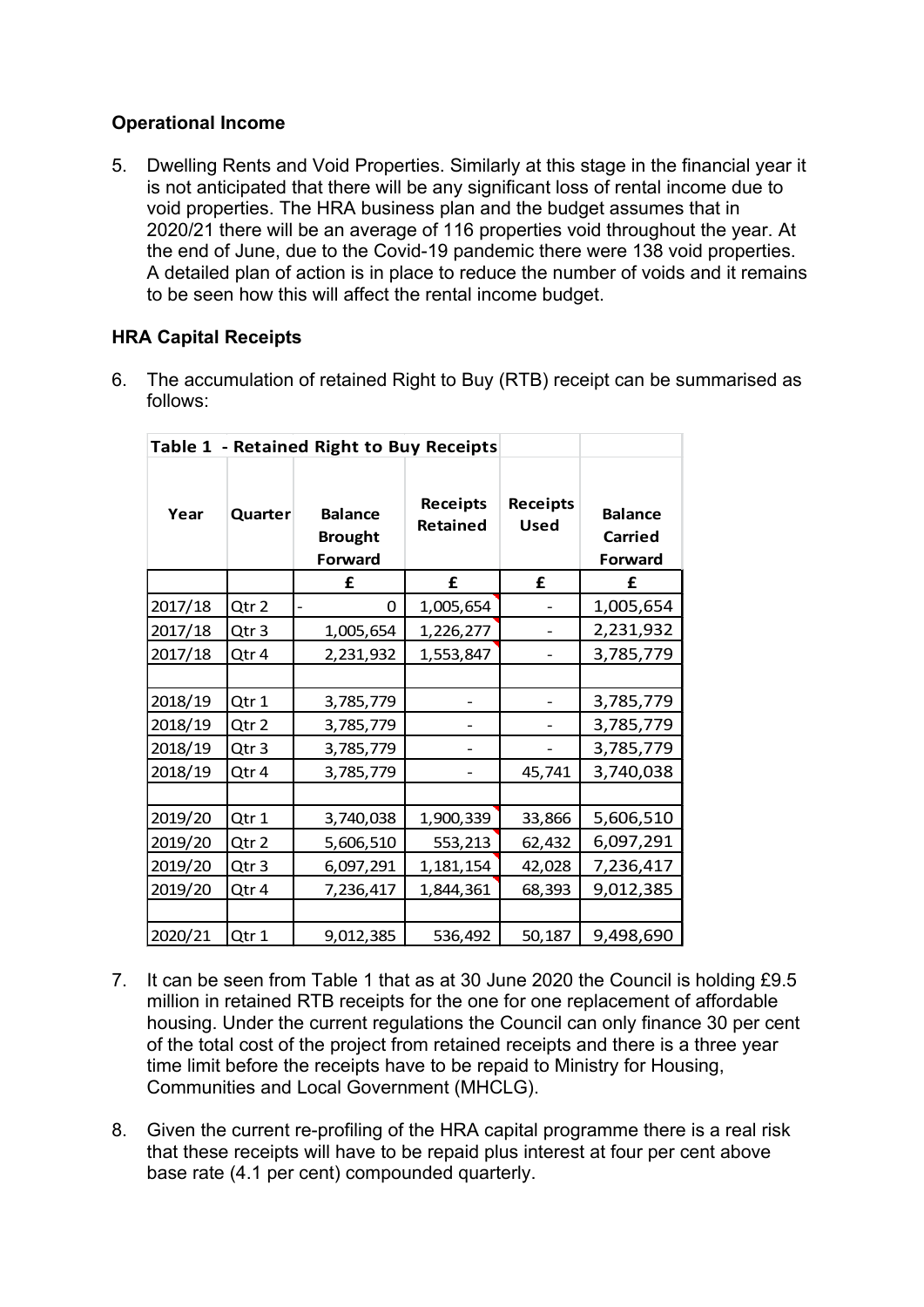## Operational Income

5. Dwelling Rents and Void Properties. Similarly at this stage in the financial year it is not anticipated that there will be any significant loss of rental income due to void properties. The HRA business plan and the budget assumes that in 2020/21 there will be an average of 116 properties void throughout the year. At the end of June, due to the Covid-19 pandemic there were 138 void properties. A detailed plan of action is in place to reduce the number of voids and it remains to be seen how this will affect the rental income budget.

## HRA Capital Receipts

6. The accumulation of retained Right to Buy (RTB) receipt can be summarised as follows:

**Table 1 - Retained Right to Buy Receipts**

| Year | Quarter | Balance Brought Forward | Receipts Retained | Receipts Used | Balance Carried Forward |
|---|---|---|---|---|---|
| | | £ | £ | £ | £ |
| 2017/18 | Qtr 2 | - 0 | 1,005,654 | - | 1,005,654 |
| 2017/18 | Qtr 3 | 1,005,654 | 1,226,277 | - | 2,231,932 |
| 2017/18 | Qtr 4 | 2,231,932 | 1,553,847 | - | 3,785,779 |
| | | | | | |
| 2018/19 | Qtr 1 | 3,785,779 | - | - | 3,785,779 |
| 2018/19 | Qtr 2 | 3,785,779 | - | - | 3,785,779 |
| 2018/19 | Qtr 3 | 3,785,779 | - | - | 3,785,779 |
| 2018/19 | Qtr 4 | 3,785,779 | - | 45,741 | 3,740,038 |
| | | | | | |
| 2019/20 | Qtr 1 | 3,740,038 | 1,900,339 | 33,866 | 5,606,510 |
| 2019/20 | Qtr 2 | 5,606,510 | 553,213 | 62,432 | 6,097,291 |
| 2019/20 | Qtr 3 | 6,097,291 | 1,181,154 | 42,028 | 7,236,417 |
| 2019/20 | Qtr 4 | 7,236,417 | 1,844,361 | 68,393 | 9,012,385 |
| | | | | | |
| 2020/21 | Qtr 1 | 9,012,385 | 536,492 | 50,187 | 9,498,690 |

7. It can be seen from Table 1 that as at 30 June 2020 the Council is holding £9.5 million in retained RTB receipts for the one for one replacement of affordable housing. Under the current regulations the Council can only finance 30 per cent of the total cost of the project from retained receipts and there is a three year time limit before the receipts have to be repaid to Ministry for Housing, Communities and Local Government (MHCLG).

8. Given the current re-profiling of the HRA capital programme there is a real risk that these receipts will have to be repaid plus interest at four per cent above base rate (4.1 per cent) compounded quarterly.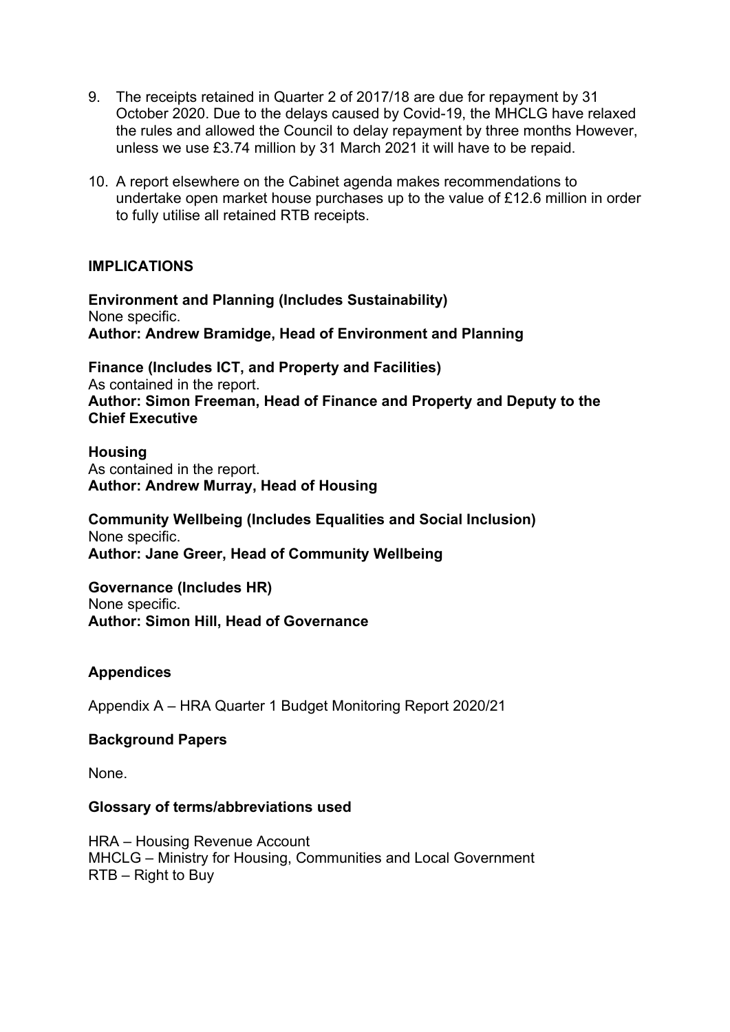9. The receipts retained in Quarter 2 of 2017/18 are due for repayment by 31 October 2020. Due to the delays caused by Covid-19, the MHCLG have relaxed the rules and allowed the Council to delay repayment by three months However, unless we use £3.74 million by 31 March 2021 it will have to be repaid.

10. A report elsewhere on the Cabinet agenda makes recommendations to undertake open market house purchases up to the value of £12.6 million in order to fully utilise all retained RTB receipts.

## IMPLICATIONS

**Environment and Planning (Includes Sustainability)**
None specific.
**Author: Andrew Bramidge, Head of Environment and Planning**

**Finance (Includes ICT, and Property and Facilities)**
As contained in the report.
**Author: Simon Freeman, Head of Finance and Property and Deputy to the Chief Executive**

**Housing**
As contained in the report.
**Author: Andrew Murray, Head of Housing**

**Community Wellbeing (Includes Equalities and Social Inclusion)**
None specific.
**Author: Jane Greer, Head of Community Wellbeing**

**Governance (Includes HR)**
None specific.
**Author: Simon Hill, Head of Governance**

### Appendices

Appendix A – HRA Quarter 1 Budget Monitoring Report 2020/21

### Background Papers

None.

### Glossary of terms/abbreviations used

HRA – Housing Revenue Account
MHCLG – Ministry for Housing, Communities and Local Government
RTB – Right to Buy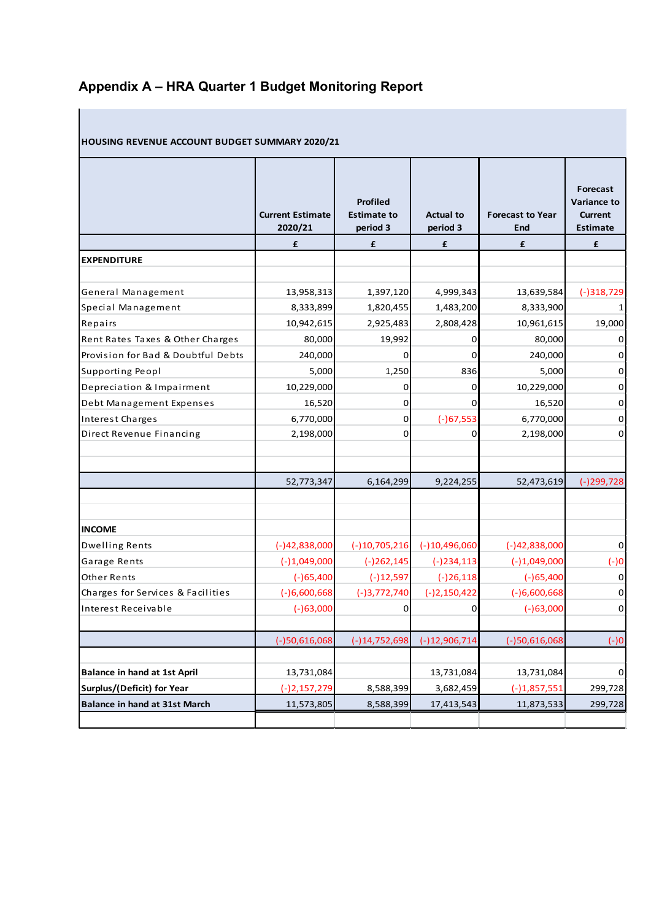## Appendix A – HRA Quarter 1 Budget Monitoring Report

| HOUSING REVENUE ACCOUNT BUDGET SUMMARY 2020/21 | | | | | |
|---|---|---|---|---|---|
| | Current Estimate 2020/21 | Profiled Estimate to period 3 | Actual to period 3 | Forecast to Year End | Forecast Variance to Current Estimate |
| | £ | £ | £ | £ | £ |
| **EXPENDITURE** | | | | | |
| | | | | | |
| General Management | 13,958,313 | 1,397,120 | 4,999,343 | 13,639,584 | (-)318,729 |
| Special Management | 8,333,899 | 1,820,455 | 1,483,200 | 8,333,900 | 1 |
| Repairs | 10,942,615 | 2,925,483 | 2,808,428 | 10,961,615 | 19,000 |
| Rent Rates Taxes & Other Charges | 80,000 | 19,992 | 0 | 80,000 | 0 |
| Provision for Bad & Doubtful Debts | 240,000 | 0 | 0 | 240,000 | 0 |
| Supporting Peopl | 5,000 | 1,250 | 836 | 5,000 | 0 |
| Depreciation & Impairment | 10,229,000 | 0 | 0 | 10,229,000 | 0 |
| Debt Management Expenses | 16,520 | 0 | 0 | 16,520 | 0 |
| Interest Charges | 6,770,000 | 0 | (-)67,553 | 6,770,000 | 0 |
| Direct Revenue Financing | 2,198,000 | 0 | 0 | 2,198,000 | 0 |
| | | | | | |
| | 52,773,347 | 6,164,299 | 9,224,255 | 52,473,619 | (-)299,728 |
| | | | | | |
| **INCOME** | | | | | |
| Dwelling Rents | (-)42,838,000 | (-)10,705,216 | (-)10,496,060 | (-)42,838,000 | 0 |
| Garage Rents | (-)1,049,000 | (-)262,145 | (-)234,113 | (-)1,049,000 | (-)0 |
| Other Rents | (-)65,400 | (-)12,597 | (-)26,118 | (-)65,400 | 0 |
| Charges for Services & Facilities | (-)6,600,668 | (-)3,772,740 | (-)2,150,422 | (-)6,600,668 | 0 |
| Interest Receivable | (-)63,000 | 0 | 0 | (-)63,000 | 0 |
| | | | | | |
| | (-)50,616,068 | (-)14,752,698 | (-)12,906,714 | (-)50,616,068 | (-)0 |
| | | | | | |
| **Balance in hand at 1st April** | 13,731,084 | | 13,731,084 | 13,731,084 | 0 |
| **Surplus/(Deficit) for Year** | (-)2,157,279 | 8,588,399 | 3,682,459 | (-)1,857,551 | 299,728 |
| **Balance in hand at 31st March** | 11,573,805 | 8,588,399 | 17,413,543 | 11,873,533 | 299,728 |